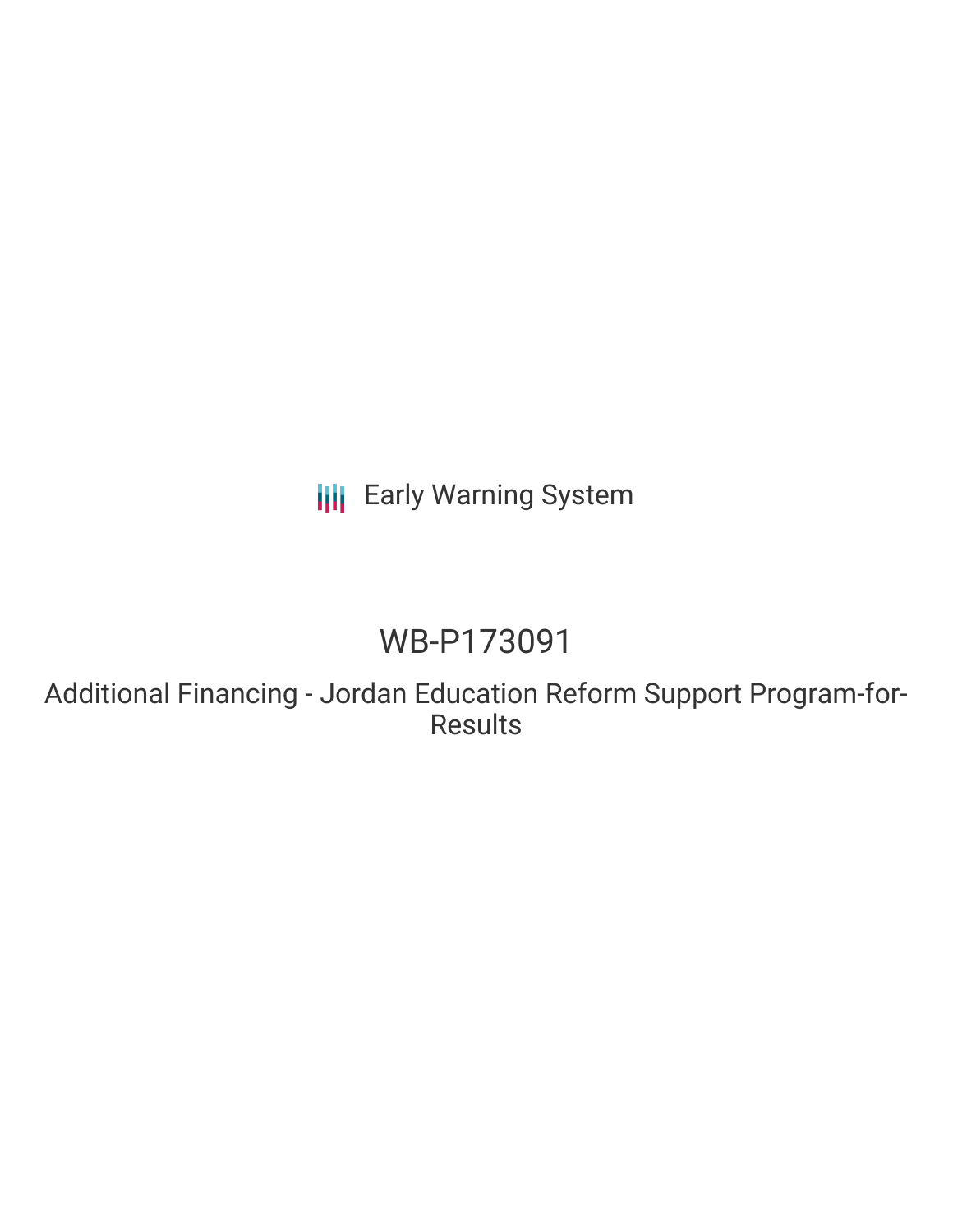Early Warning System

# WB-P173091

## Additional Financing - Jordan Education Reform Support Program-for-Results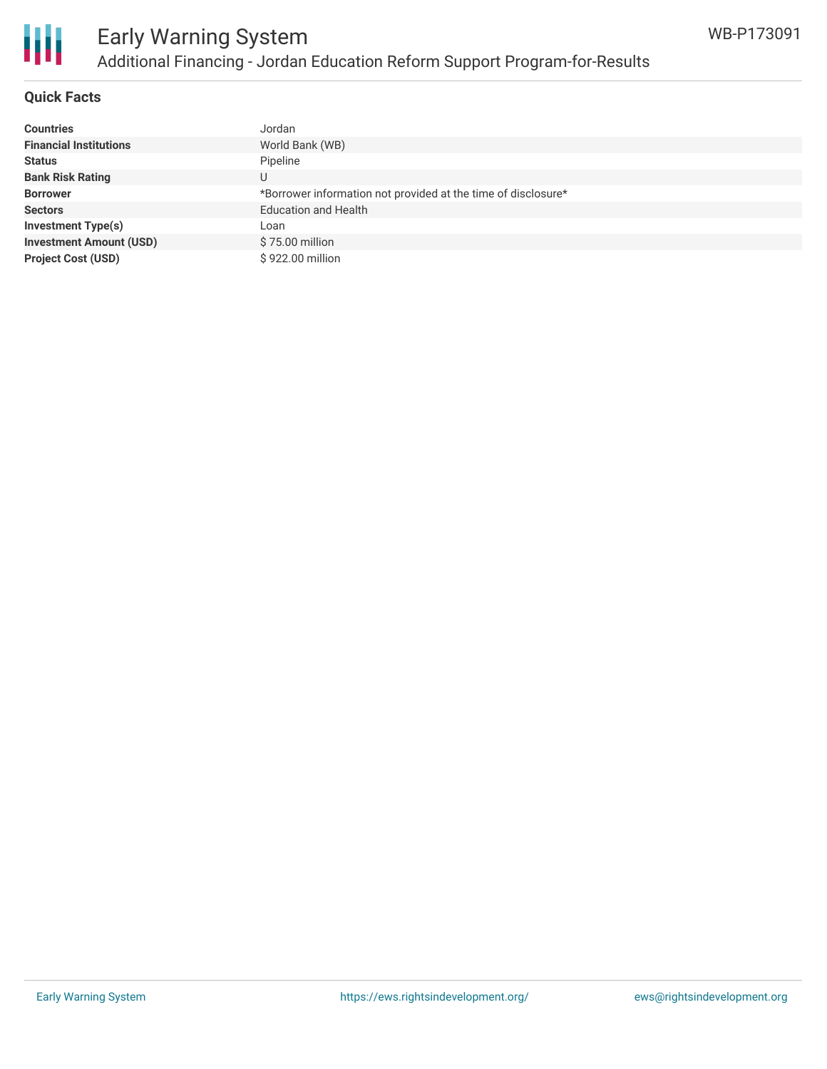## Quick Facts

| | |
|---|---|
| **Countries** | Jordan |
| **Financial Institutions** | World Bank (WB) |
| **Status** | Pipeline |
| **Bank Risk Rating** | U |
| **Borrower** | *Borrower information not provided at the time of disclosure* |
| **Sectors** | Education and Health |
| **Investment Type(s)** | Loan |
| **Investment Amount (USD)** | $ 75.00 million |
| **Project Cost (USD)** | $ 922.00 million |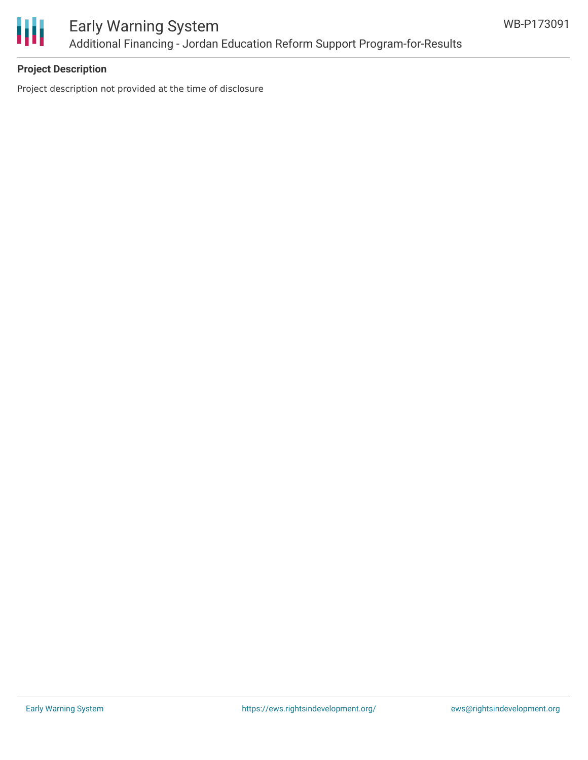**Project Description**

Project description not provided at the time of disclosure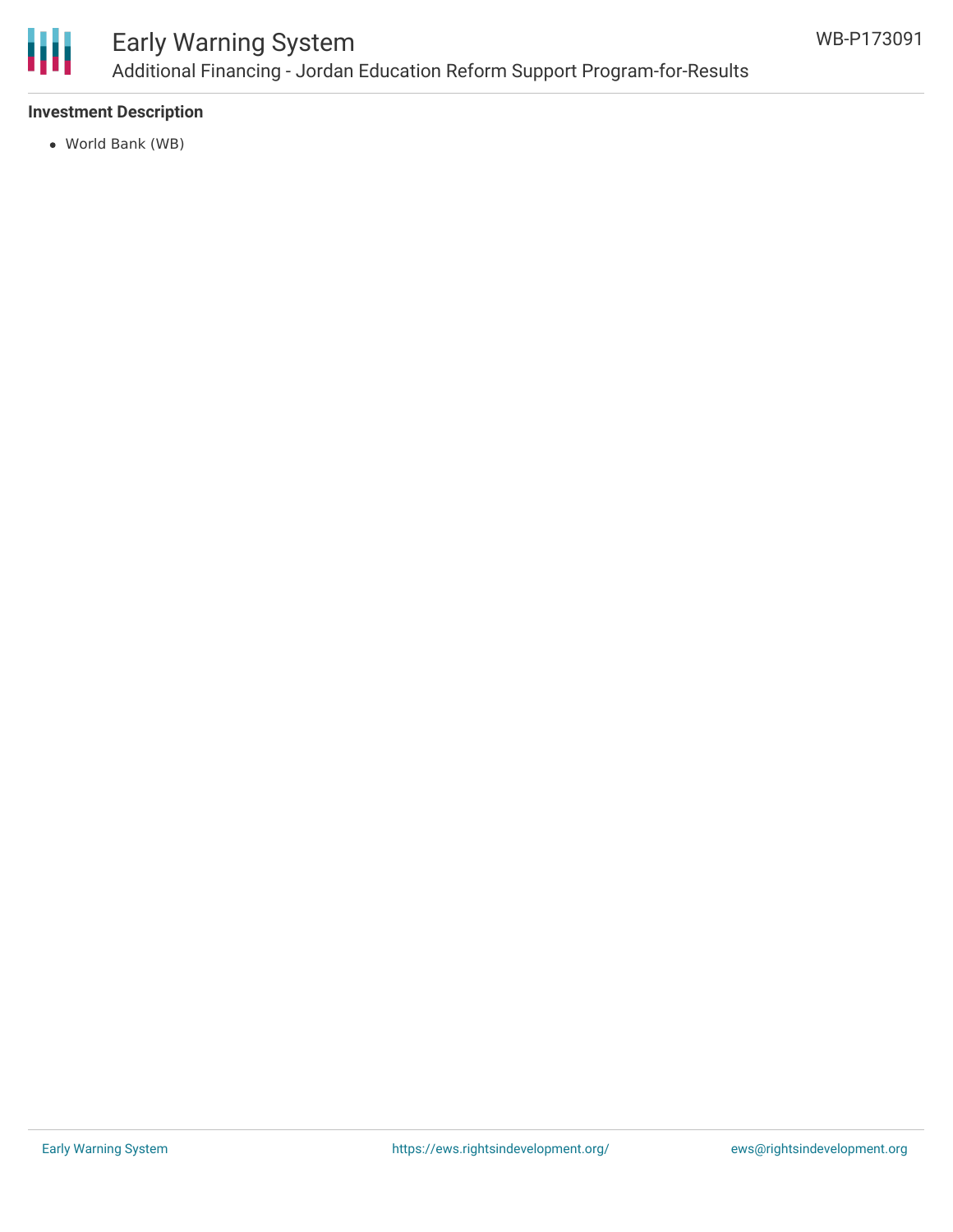### Investment Description

- World Bank (WB)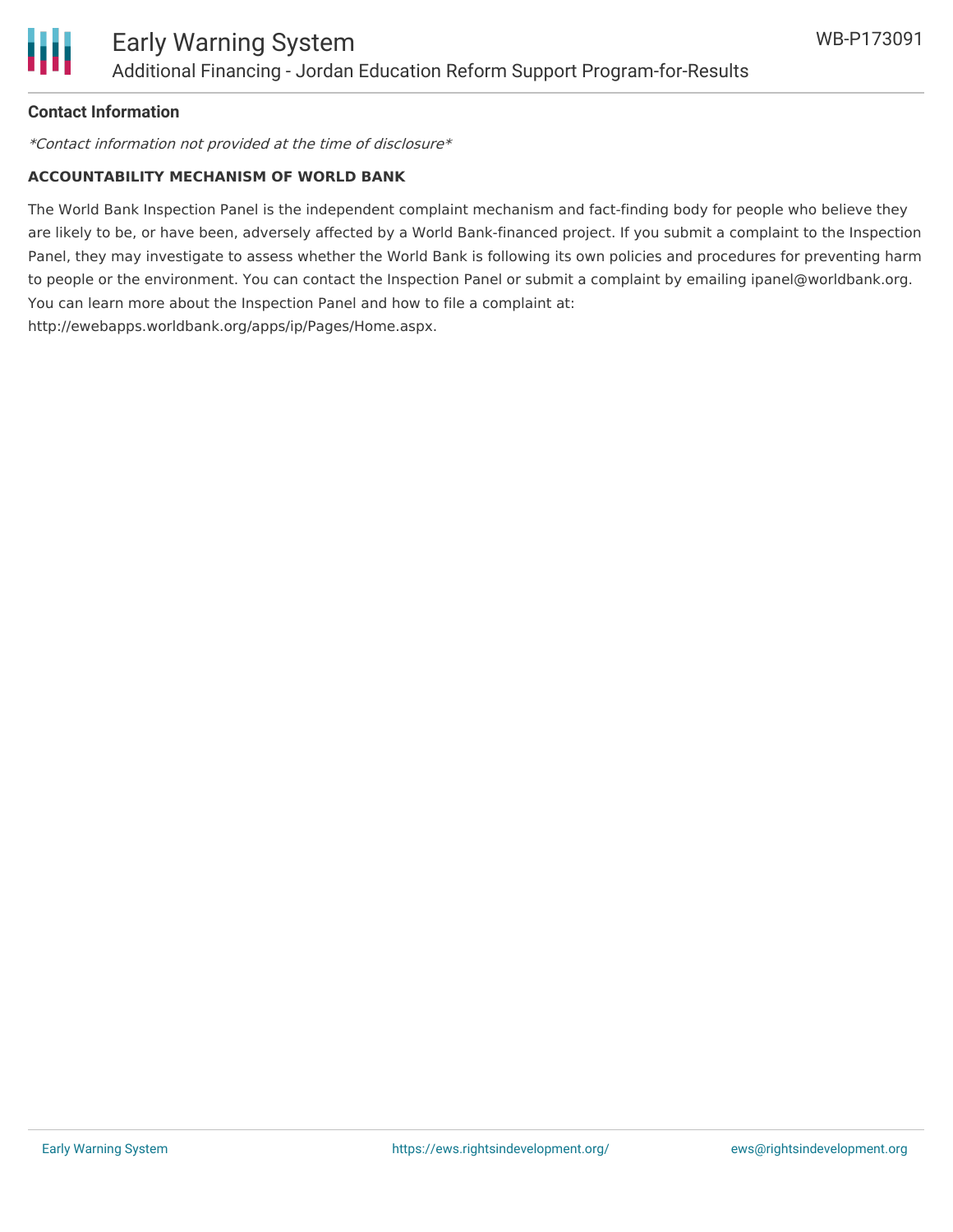**Contact Information**

*\*Contact information not provided at the time of disclosure\**

**ACCOUNTABILITY MECHANISM OF WORLD BANK**

The World Bank Inspection Panel is the independent complaint mechanism and fact-finding body for people who believe they are likely to be, or have been, adversely affected by a World Bank-financed project. If you submit a complaint to the Inspection Panel, they may investigate to assess whether the World Bank is following its own policies and procedures for preventing harm to people or the environment. You can contact the Inspection Panel or submit a complaint by emailing ipanel@worldbank.org. You can learn more about the Inspection Panel and how to file a complaint at: http://ewebapps.worldbank.org/apps/ip/Pages/Home.aspx.